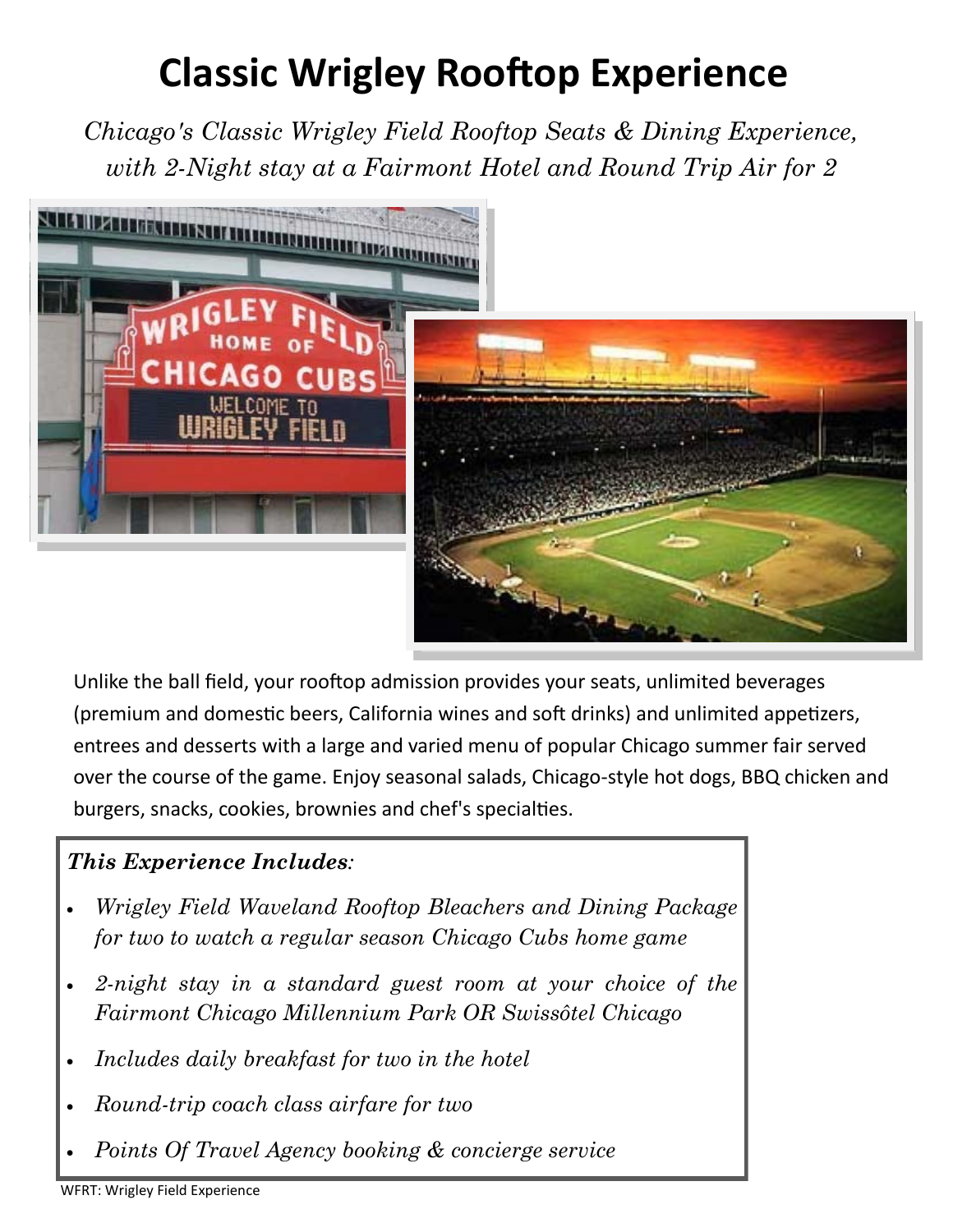# Classic Wrigley Rooftop Experience

*Chicago's Classic Wrigley Field Rooftop Seats & Dining Experience, with 2-Night stay at a Fairmont Hotel and Round Trip Air for 2*

Unlike the ball field, your rooftop admission provides your seats, unlimited beverages (premium and domestic beers, California wines and soft drinks) and unlimited appetizers, entrees and desserts with a large and varied menu of popular Chicago summer fair served over the course of the game. Enjoy seasonal salads, Chicago-style hot dogs, BBQ chicken and burgers, snacks, cookies, brownies and chef's specialties.

***This Experience Includes***:

- *Wrigley Field Waveland Rooftop Bleachers and Dining Package for two to watch a regular season Chicago Cubs home game*
- *2-night stay in a standard guest room at your choice of the Fairmont Chicago Millennium Park OR Swissôtel Chicago*
- *Includes daily breakfast for two in the hotel*
- *Round-trip coach class airfare for two*
- *Points Of Travel Agency booking & concierge service*

WFRT: Wrigley Field Experience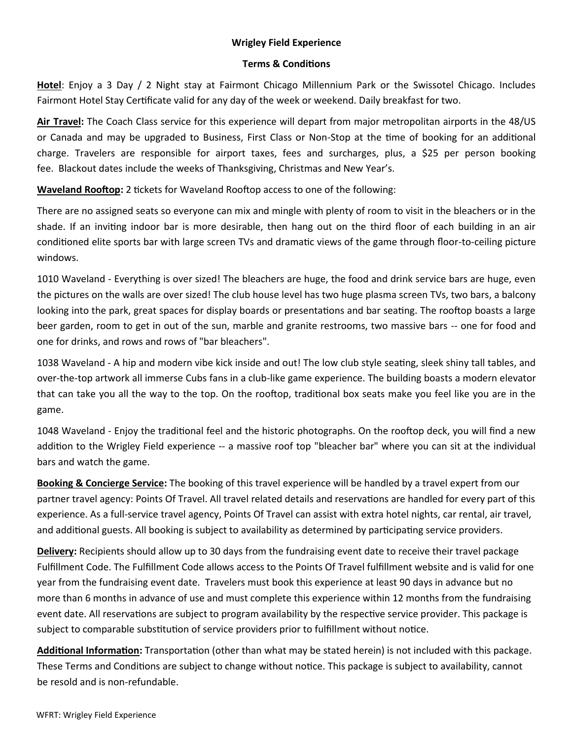**Wrigley Field Experience**

**Terms & Conditions**

**Hotel**: Enjoy a 3 Day / 2 Night stay at Fairmont Chicago Millennium Park or the Swissotel Chicago. Includes Fairmont Hotel Stay Certificate valid for any day of the week or weekend. Daily breakfast for two.

**Air Travel:** The Coach Class service for this experience will depart from major metropolitan airports in the 48/US or Canada and may be upgraded to Business, First Class or Non-Stop at the time of booking for an additional charge. Travelers are responsible for airport taxes, fees and surcharges, plus, a $25 per person booking fee. Blackout dates include the weeks of Thanksgiving, Christmas and New Year's.

**Waveland Rooftop:** 2 tickets for Waveland Rooftop access to one of the following:

There are no assigned seats so everyone can mix and mingle with plenty of room to visit in the bleachers or in the shade. If an inviting indoor bar is more desirable, then hang out on the third floor of each building in an air conditioned elite sports bar with large screen TVs and dramatic views of the game through floor-to-ceiling picture windows.

1010 Waveland - Everything is over sized! The bleachers are huge, the food and drink service bars are huge, even the pictures on the walls are over sized! The club house level has two huge plasma screen TVs, two bars, a balcony looking into the park, great spaces for display boards or presentations and bar seating. The rooftop boasts a large beer garden, room to get in out of the sun, marble and granite restrooms, two massive bars -- one for food and one for drinks, and rows and rows of "bar bleachers".

1038 Waveland - A hip and modern vibe kick inside and out! The low club style seating, sleek shiny tall tables, and over-the-top artwork all immerse Cubs fans in a club-like game experience. The building boasts a modern elevator that can take you all the way to the top. On the rooftop, traditional box seats make you feel like you are in the game.

1048 Waveland - Enjoy the traditional feel and the historic photographs. On the rooftop deck, you will find a new addition to the Wrigley Field experience -- a massive roof top "bleacher bar" where you can sit at the individual bars and watch the game.

**Booking & Concierge Service:** The booking of this travel experience will be handled by a travel expert from our partner travel agency: Points Of Travel. All travel related details and reservations are handled for every part of this experience. As a full-service travel agency, Points Of Travel can assist with extra hotel nights, car rental, air travel, and additional guests. All booking is subject to availability as determined by participating service providers.

**Delivery:** Recipients should allow up to 30 days from the fundraising event date to receive their travel package Fulfillment Code. The Fulfillment Code allows access to the Points Of Travel fulfillment website and is valid for one year from the fundraising event date. Travelers must book this experience at least 90 days in advance but no more than 6 months in advance of use and must complete this experience within 12 months from the fundraising event date. All reservations are subject to program availability by the respective service provider. This package is subject to comparable substitution of service providers prior to fulfillment without notice.

**Additional Information:** Transportation (other than what may be stated herein) is not included with this package. These Terms and Conditions are subject to change without notice. This package is subject to availability, cannot be resold and is non-refundable.

WFRT: Wrigley Field Experience